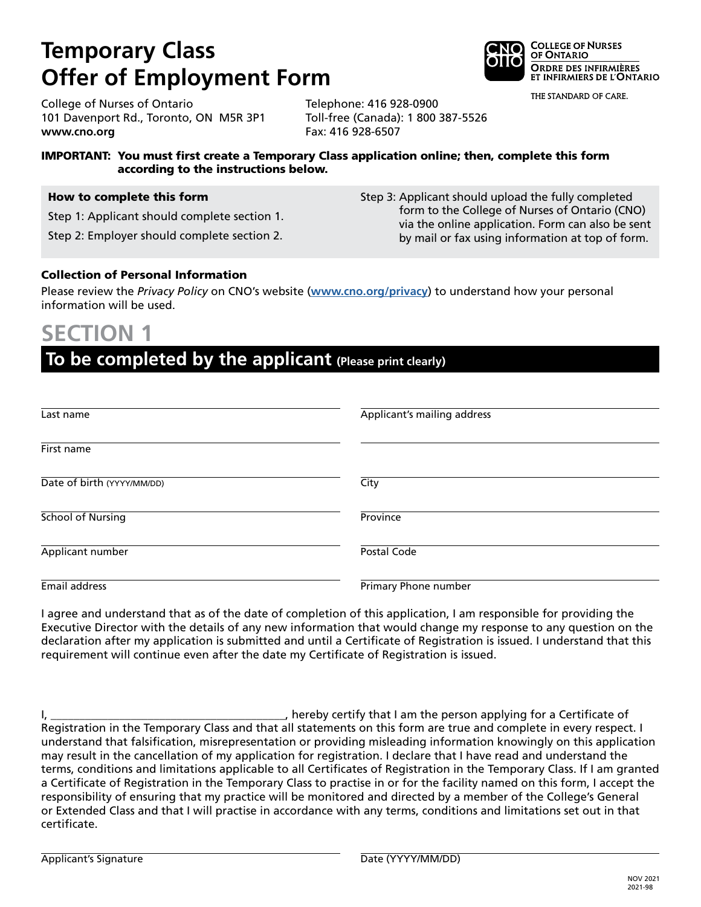# Temporary Class Offer of Employment Form

**College of Nurses of Ontario**
**Ordre des infirmières et infirmiers de l'Ontario**
THE STANDARD OF CARE.

College of Nurses of Ontario
101 Davenport Rd., Toronto, ON M5R 3P1
**www.cno.org**

Telephone: 416 928-0900
Toll-free (Canada): 1 800 387-5526
Fax: 416 928-6507

**IMPORTANT: You must first create a Temporary Class application online; then, complete this form according to the instructions below.**

### How to complete this form

Step 1: Applicant should complete section 1.

Step 2: Employer should complete section 2.

Step 3: Applicant should upload the fully completed form to the College of Nurses of Ontario (CNO) via the online application. Form can also be sent by mail or fax using information at top of form.

### Collection of Personal Information

Please review the *Privacy Policy* on CNO's website (**www.cno.org/privacy**) to understand how your personal information will be used.

## SECTION 1

## To be completed by the applicant (Please print clearly)

Last name ______________________

First name ______________________

Date of birth (YYYY/MM/DD) ______________________

School of Nursing ______________________

Applicant number ______________________

Email address ______________________

Applicant's mailing address ______________________

______________________

City ______________________

Province ______________________

Postal Code ______________________

Primary Phone number ______________________

I agree and understand that as of the date of completion of this application, I am responsible for providing the Executive Director with the details of any new information that would change my response to any question on the declaration after my application is submitted and until a Certificate of Registration is issued. I understand that this requirement will continue even after the date my Certificate of Registration is issued.

I, ________________________________________, hereby certify that I am the person applying for a Certificate of Registration in the Temporary Class and that all statements on this form are true and complete in every respect. I understand that falsification, misrepresentation or providing misleading information knowingly on this application may result in the cancellation of my application for registration. I declare that I have read and understand the terms, conditions and limitations applicable to all Certificates of Registration in the Temporary Class. If I am granted a Certificate of Registration in the Temporary Class to practise in or for the facility named on this form, I accept the responsibility of ensuring that my practice will be monitored and directed by a member of the College's General or Extended Class and that I will practise in accordance with any terms, conditions and limitations set out in that certificate.

Applicant's Signature ______________________

Date (YYYY/MM/DD) ______________________

NOV 2021
2021-98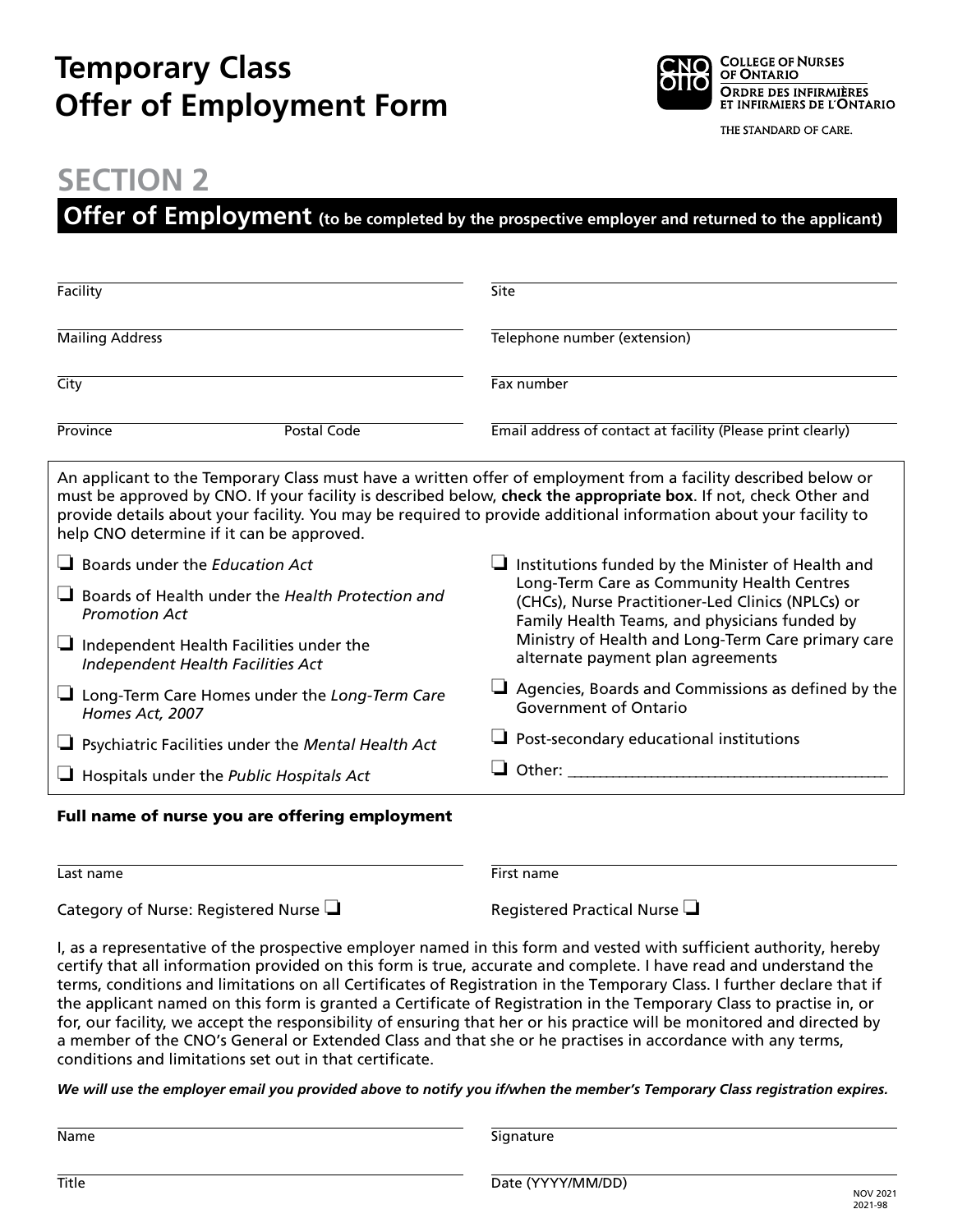# Temporary Class Offer of Employment Form

College of Nurses of Ontario
Ordre des infirmières et infirmiers de l'Ontario

THE STANDARD OF CARE.

## SECTION 2

## Offer of Employment (to be completed by the prospective employer and returned to the applicant)

Facility

Site

Mailing Address

Telephone number (extension)

City

Fax number

Province

Postal Code

Email address of contact at facility (Please print clearly)

An applicant to the Temporary Class must have a written offer of employment from a facility described below or must be approved by CNO. If your facility is described below, **check the appropriate box**. If not, check Other and provide details about your facility. You may be required to provide additional information about your facility to help CNO determine if it can be approved.

- ❑ Boards under the *Education Act*
- ❑ Boards of Health under the *Health Protection and Promotion Act*
- ❑ Independent Health Facilities under the *Independent Health Facilities Act*
- ❑ Long-Term Care Homes under the *Long-Term Care Homes Act, 2007*
- ❑ Psychiatric Facilities under the *Mental Health Act*
- ❑ Hospitals under the *Public Hospitals Act*
- ❑ Institutions funded by the Minister of Health and Long-Term Care as Community Health Centres (CHCs), Nurse Practitioner-Led Clinics (NPLCs) or Family Health Teams, and physicians funded by Ministry of Health and Long-Term Care primary care alternate payment plan agreements
- ❑ Agencies, Boards and Commissions as defined by the Government of Ontario
- ❑ Post-secondary educational institutions
- ❑ Other: ____________________________________________

**Full name of nurse you are offering employment**

Last name

First name

Category of Nurse: Registered Nurse ❑

Registered Practical Nurse ❑

I, as a representative of the prospective employer named in this form and vested with sufficient authority, hereby certify that all information provided on this form is true, accurate and complete. I have read and understand the terms, conditions and limitations on all Certificates of Registration in the Temporary Class. I further declare that if the applicant named on this form is granted a Certificate of Registration in the Temporary Class to practise in, or for, our facility, we accept the responsibility of ensuring that her or his practice will be monitored and directed by a member of the CNO's General or Extended Class and that she or he practises in accordance with any terms, conditions and limitations set out in that certificate.

***We will use the employer email you provided above to notify you if/when the member's Temporary Class registration expires.***

Name

Signature

Title

Date (YYYY/MM/DD)

NOV 2021
2021-98